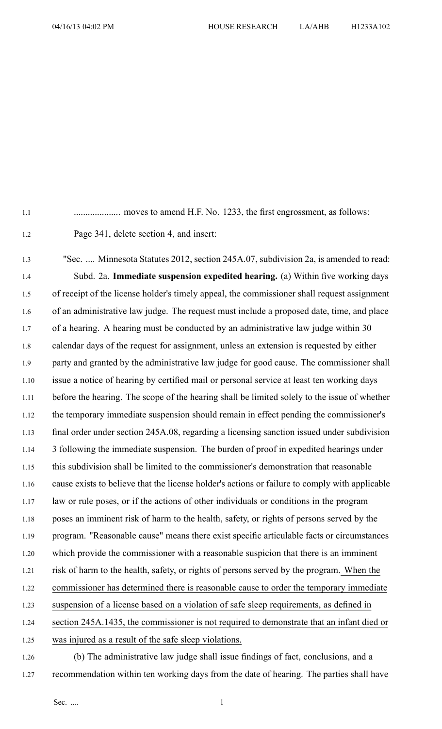.................... moves to amend H.F. No. 1233, the first engrossment, as follows:

Page 341, delete section 4, and insert:

"Sec. .... Minnesota Statutes 2012, section 245A.07, subdivision 2a, is amended to read:

Subd. 2a. **Immediate suspension expedited hearing.** (a) Within five working days of receipt of the license holder's timely appeal, the commissioner shall request assignment of an administrative law judge. The request must include a proposed date, time, and place of a hearing. A hearing must be conducted by an administrative law judge within 30 calendar days of the request for assignment, unless an extension is requested by either party and granted by the administrative law judge for good cause. The commissioner shall issue a notice of hearing by certified mail or personal service at least ten working days before the hearing. The scope of the hearing shall be limited solely to the issue of whether the temporary immediate suspension should remain in effect pending the commissioner's final order under section 245A.08, regarding a licensing sanction issued under subdivision 3 following the immediate suspension. The burden of proof in expedited hearings under this subdivision shall be limited to the commissioner's demonstration that reasonable cause exists to believe that the license holder's actions or failure to comply with applicable law or rule poses, or if the actions of other individuals or conditions in the program poses an imminent risk of harm to the health, safety, or rights of persons served by the program. "Reasonable cause" means there exist specific articulable facts or circumstances which provide the commissioner with a reasonable suspicion that there is an imminent risk of harm to the health, safety, or rights of persons served by the program. <u>When the commissioner has determined there is reasonable cause to order the temporary immediate suspension of a license based on a violation of safe sleep requirements, as defined in section 245A.1435, the commissioner is not required to demonstrate that an infant died or was injured as a result of the safe sleep violations.</u>

(b) The administrative law judge shall issue findings of fact, conclusions, and a recommendation within ten working days from the date of hearing. The parties shall have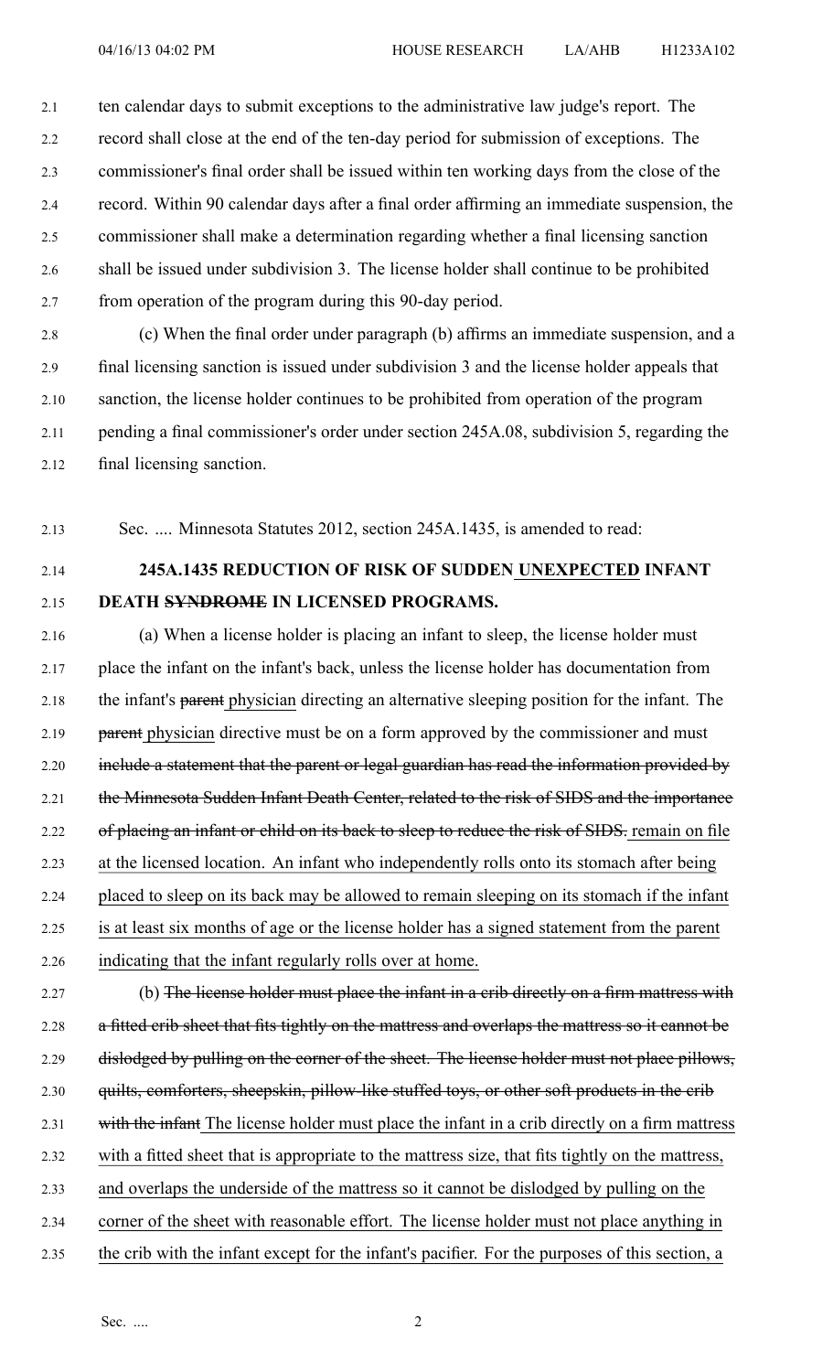ten calendar days to submit exceptions to the administrative law judge's report. The record shall close at the end of the ten-day period for submission of exceptions. The commissioner's final order shall be issued within ten working days from the close of the record. Within 90 calendar days after a final order affirming an immediate suspension, the commissioner shall make a determination regarding whether a final licensing sanction shall be issued under subdivision 3. The license holder shall continue to be prohibited from operation of the program during this 90-day period.

(c) When the final order under paragraph (b) affirms an immediate suspension, and a final licensing sanction is issued under subdivision 3 and the license holder appeals that sanction, the license holder continues to be prohibited from operation of the program pending a final commissioner's order under section 245A.08, subdivision 5, regarding the final licensing sanction.

Sec. .... Minnesota Statutes 2012, section 245A.1435, is amended to read:

**245A.1435 REDUCTION OF RISK OF SUDDEN UNEXPECTED INFANT DEATH ~~SYNDROME~~ IN LICENSED PROGRAMS.**

(a) When a license holder is placing an infant to sleep, the license holder must place the infant on the infant's back, unless the license holder has documentation from the infant's ~~parent~~ physician directing an alternative sleeping position for the infant. The ~~parent~~ physician directive must be on a form approved by the commissioner and must ~~include a statement that the parent or legal guardian has read the information provided by the Minnesota Sudden Infant Death Center, related to the risk of SIDS and the importance of placing an infant or child on its back to sleep to reduce the risk of SIDS.~~ remain on file at the licensed location. An infant who independently rolls onto its stomach after being placed to sleep on its back may be allowed to remain sleeping on its stomach if the infant is at least six months of age or the license holder has a signed statement from the parent indicating that the infant regularly rolls over at home.

(b) ~~The license holder must place the infant in a crib directly on a firm mattress with a fitted crib sheet that fits tightly on the mattress and overlaps the mattress so it cannot be dislodged by pulling on the corner of the sheet. The license holder must not place pillows, quilts, comforters, sheepskin, pillow-like stuffed toys, or other soft products in the crib with the infant~~ The license holder must place the infant in a crib directly on a firm mattress with a fitted sheet that is appropriate to the mattress size, that fits tightly on the mattress, and overlaps the underside of the mattress so it cannot be dislodged by pulling on the corner of the sheet with reasonable effort. The license holder must not place anything in the crib with the infant except for the infant's pacifier. For the purposes of this section, a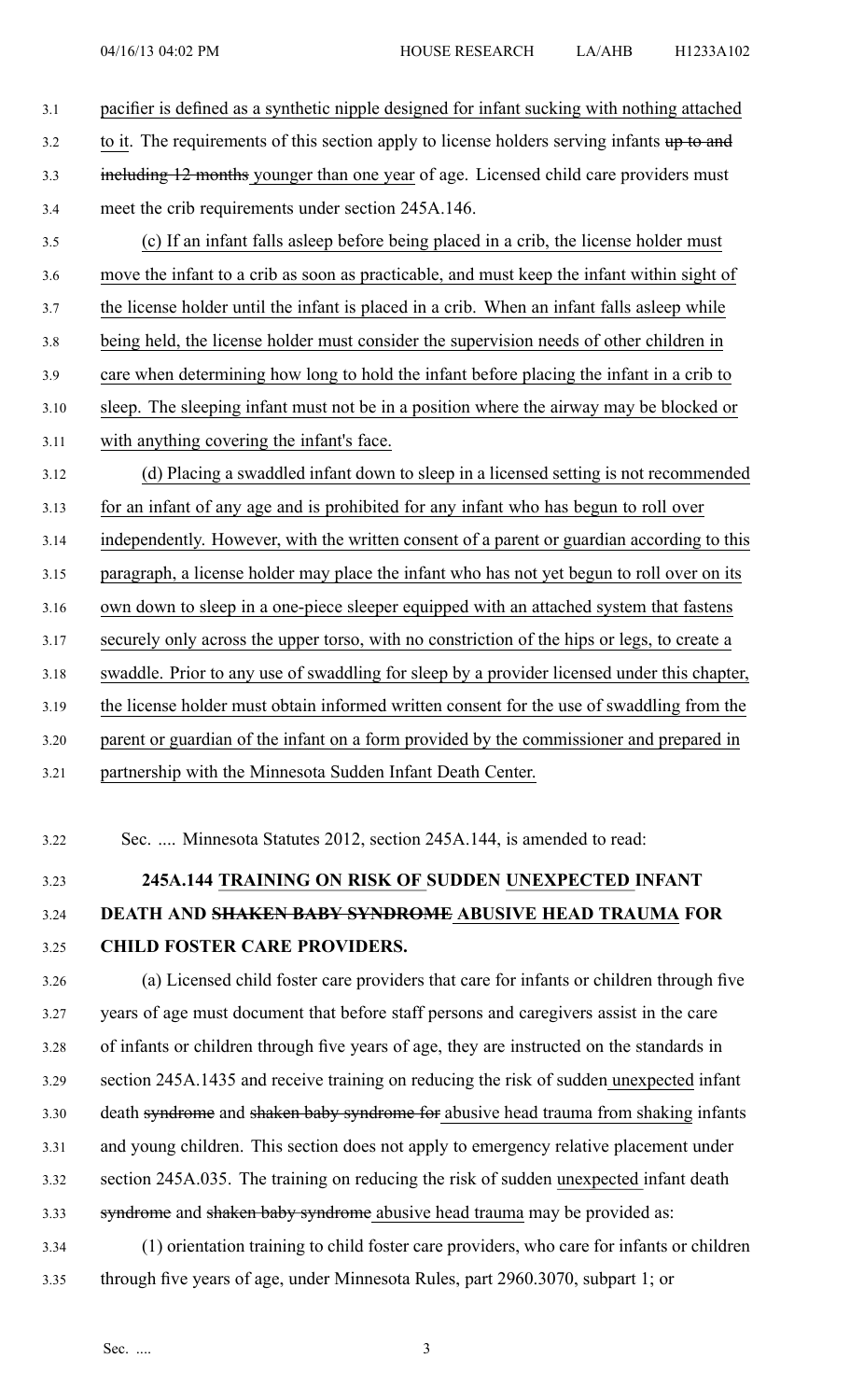pacifier is defined as a synthetic nipple designed for infant sucking with nothing attached to it. The requirements of this section apply to license holders serving infants ~~up to and including 12 months~~ younger than one year of age. Licensed child care providers must meet the crib requirements under section 245A.146.

(c) If an infant falls asleep before being placed in a crib, the license holder must move the infant to a crib as soon as practicable, and must keep the infant within sight of the license holder until the infant is placed in a crib. When an infant falls asleep while being held, the license holder must consider the supervision needs of other children in care when determining how long to hold the infant before placing the infant in a crib to sleep. The sleeping infant must not be in a position where the airway may be blocked or with anything covering the infant's face.

(d) Placing a swaddled infant down to sleep in a licensed setting is not recommended for an infant of any age and is prohibited for any infant who has begun to roll over independently. However, with the written consent of a parent or guardian according to this paragraph, a license holder may place the infant who has not yet begun to roll over on its own down to sleep in a one-piece sleeper equipped with an attached system that fastens securely only across the upper torso, with no constriction of the hips or legs, to create a swaddle. Prior to any use of swaddling for sleep by a provider licensed under this chapter, the license holder must obtain informed written consent for the use of swaddling from the parent or guardian of the infant on a form provided by the commissioner and prepared in partnership with the Minnesota Sudden Infant Death Center.

Sec. .... Minnesota Statutes 2012, section 245A.144, is amended to read:

**245A.144 TRAINING ON RISK OF SUDDEN UNEXPECTED INFANT DEATH AND ~~SHAKEN BABY SYNDROME~~ ABUSIVE HEAD TRAUMA FOR CHILD FOSTER CARE PROVIDERS.**

(a) Licensed child foster care providers that care for infants or children through five years of age must document that before staff persons and caregivers assist in the care of infants or children through five years of age, they are instructed on the standards in section 245A.1435 and receive training on reducing the risk of sudden unexpected infant death ~~syndrome~~ and ~~shaken baby syndrome for~~ abusive head trauma from shaking infants and young children. This section does not apply to emergency relative placement under section 245A.035. The training on reducing the risk of sudden unexpected infant death ~~syndrome~~ and ~~shaken baby syndrome~~ abusive head trauma may be provided as:

(1) orientation training to child foster care providers, who care for infants or children through five years of age, under Minnesota Rules, part 2960.3070, subpart 1; or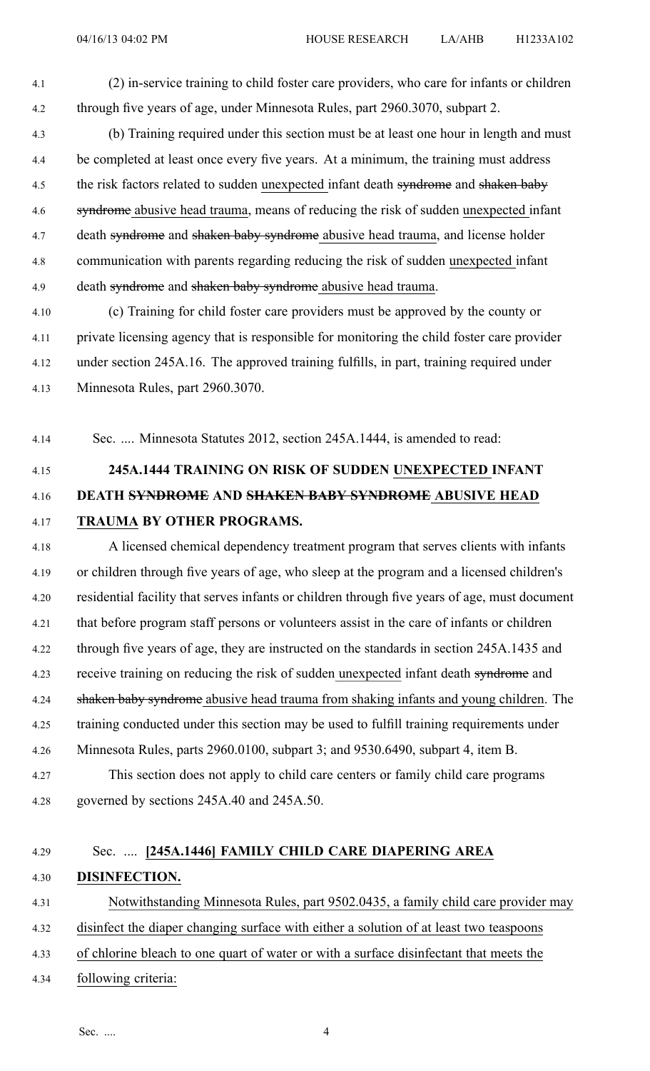(2) in-service training to child foster care providers, who care for infants or children through five years of age, under Minnesota Rules, part 2960.3070, subpart 2.

(b) Training required under this section must be at least one hour in length and must be completed at least once every five years. At a minimum, the training must address the risk factors related to sudden <u>unexpected</u> infant death ~~syndrome~~ and ~~shaken baby syndrome~~ <u>abusive head trauma</u>, means of reducing the risk of sudden <u>unexpected</u> infant death ~~syndrome~~ and ~~shaken baby syndrome~~ <u>abusive head trauma</u>, and license holder communication with parents regarding reducing the risk of sudden <u>unexpected</u> infant death ~~syndrome~~ and ~~shaken baby syndrome~~ <u>abusive head trauma</u>.

(c) Training for child foster care providers must be approved by the county or private licensing agency that is responsible for monitoring the child foster care provider under section 245A.16. The approved training fulfills, in part, training required under Minnesota Rules, part 2960.3070.

Sec. .... Minnesota Statutes 2012, section 245A.1444, is amended to read:

**245A.1444 TRAINING ON RISK OF SUDDEN <u>UNEXPECTED</u> INFANT DEATH ~~SYNDROME~~ AND ~~SHAKEN BABY SYNDROME~~ <u>ABUSIVE HEAD TRAUMA</u> BY OTHER PROGRAMS.**

A licensed chemical dependency treatment program that serves clients with infants or children through five years of age, who sleep at the program and a licensed children's residential facility that serves infants or children through five years of age, must document that before program staff persons or volunteers assist in the care of infants or children through five years of age, they are instructed on the standards in section 245A.1435 and receive training on reducing the risk of sudden <u>unexpected</u> infant death ~~syndrome~~ and ~~shaken baby syndrome~~ <u>abusive head trauma from shaking infants and young children</u>. The training conducted under this section may be used to fulfill training requirements under Minnesota Rules, parts 2960.0100, subpart 3; and 9530.6490, subpart 4, item B.

This section does not apply to child care centers or family child care programs governed by sections 245A.40 and 245A.50.

Sec. .... **<u>[245A.1446] FAMILY CHILD CARE DIAPERING AREA DISINFECTION.</u>**

<u>Notwithstanding Minnesota Rules, part 9502.0435, a family child care provider may disinfect the diaper changing surface with either a solution of at least two teaspoons of chlorine bleach to one quart of water or with a surface disinfectant that meets the following criteria:</u>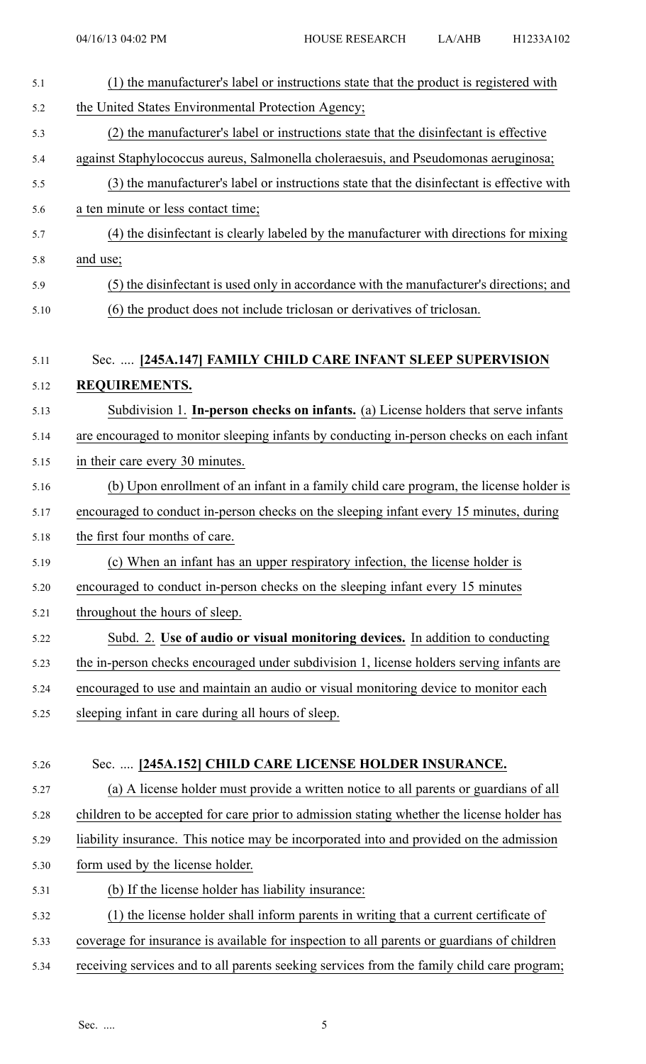(1) the manufacturer's label or instructions state that the product is registered with the United States Environmental Protection Agency;

(2) the manufacturer's label or instructions state that the disinfectant is effective against Staphylococcus aureus, Salmonella choleraesuis, and Pseudomonas aeruginosa;

(3) the manufacturer's label or instructions state that the disinfectant is effective with a ten minute or less contact time;

(4) the disinfectant is clearly labeled by the manufacturer with directions for mixing and use;

(5) the disinfectant is used only in accordance with the manufacturer's directions; and

(6) the product does not include triclosan or derivatives of triclosan.

## Sec. .... **[245A.147] FAMILY CHILD CARE INFANT SLEEP SUPERVISION REQUIREMENTS.**

Subdivision 1. **In-person checks on infants.** (a) License holders that serve infants are encouraged to monitor sleeping infants by conducting in-person checks on each infant in their care every 30 minutes.

(b) Upon enrollment of an infant in a family child care program, the license holder is encouraged to conduct in-person checks on the sleeping infant every 15 minutes, during the first four months of care.

(c) When an infant has an upper respiratory infection, the license holder is encouraged to conduct in-person checks on the sleeping infant every 15 minutes throughout the hours of sleep.

Subd. 2. **Use of audio or visual monitoring devices.** In addition to conducting the in-person checks encouraged under subdivision 1, license holders serving infants are encouraged to use and maintain an audio or visual monitoring device to monitor each sleeping infant in care during all hours of sleep.

## Sec. .... **[245A.152] CHILD CARE LICENSE HOLDER INSURANCE.**

(a) A license holder must provide a written notice to all parents or guardians of all children to be accepted for care prior to admission stating whether the license holder has liability insurance. This notice may be incorporated into and provided on the admission form used by the license holder.

(b) If the license holder has liability insurance:

(1) the license holder shall inform parents in writing that a current certificate of coverage for insurance is available for inspection to all parents or guardians of children receiving services and to all parents seeking services from the family child care program;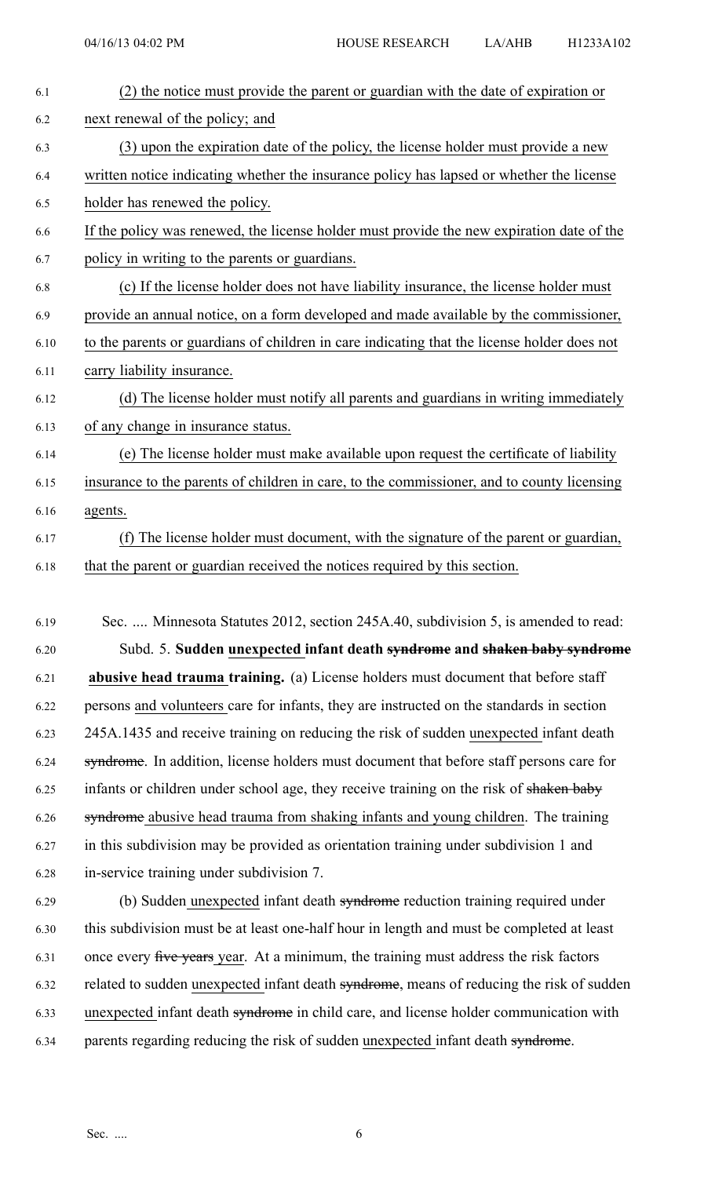(2) the notice must provide the parent or guardian with the date of expiration or next renewal of the policy; and

(3) upon the expiration date of the policy, the license holder must provide a new written notice indicating whether the insurance policy has lapsed or whether the license holder has renewed the policy.

If the policy was renewed, the license holder must provide the new expiration date of the policy in writing to the parents or guardians.

(c) If the license holder does not have liability insurance, the license holder must provide an annual notice, on a form developed and made available by the commissioner, to the parents or guardians of children in care indicating that the license holder does not carry liability insurance.

(d) The license holder must notify all parents and guardians in writing immediately of any change in insurance status.

(e) The license holder must make available upon request the certificate of liability insurance to the parents of children in care, to the commissioner, and to county licensing agents.

(f) The license holder must document, with the signature of the parent or guardian, that the parent or guardian received the notices required by this section.

Sec. .... Minnesota Statutes 2012, section 245A.40, subdivision 5, is amended to read:

Subd. 5. **Sudden unexpected infant death ~~syndrome~~ and ~~shaken baby syndrome~~ abusive head trauma training.** (a) License holders must document that before staff persons and volunteers care for infants, they are instructed on the standards in section 245A.1435 and receive training on reducing the risk of sudden unexpected infant death ~~syndrome~~. In addition, license holders must document that before staff persons care for infants or children under school age, they receive training on the risk of ~~shaken baby syndrome~~ abusive head trauma from shaking infants and young children. The training in this subdivision may be provided as orientation training under subdivision 1 and in-service training under subdivision 7.

(b) Sudden unexpected infant death ~~syndrome~~ reduction training required under this subdivision must be at least one-half hour in length and must be completed at least once every ~~five years~~ year. At a minimum, the training must address the risk factors related to sudden unexpected infant death ~~syndrome~~, means of reducing the risk of sudden unexpected infant death ~~syndrome~~ in child care, and license holder communication with parents regarding reducing the risk of sudden unexpected infant death ~~syndrome~~.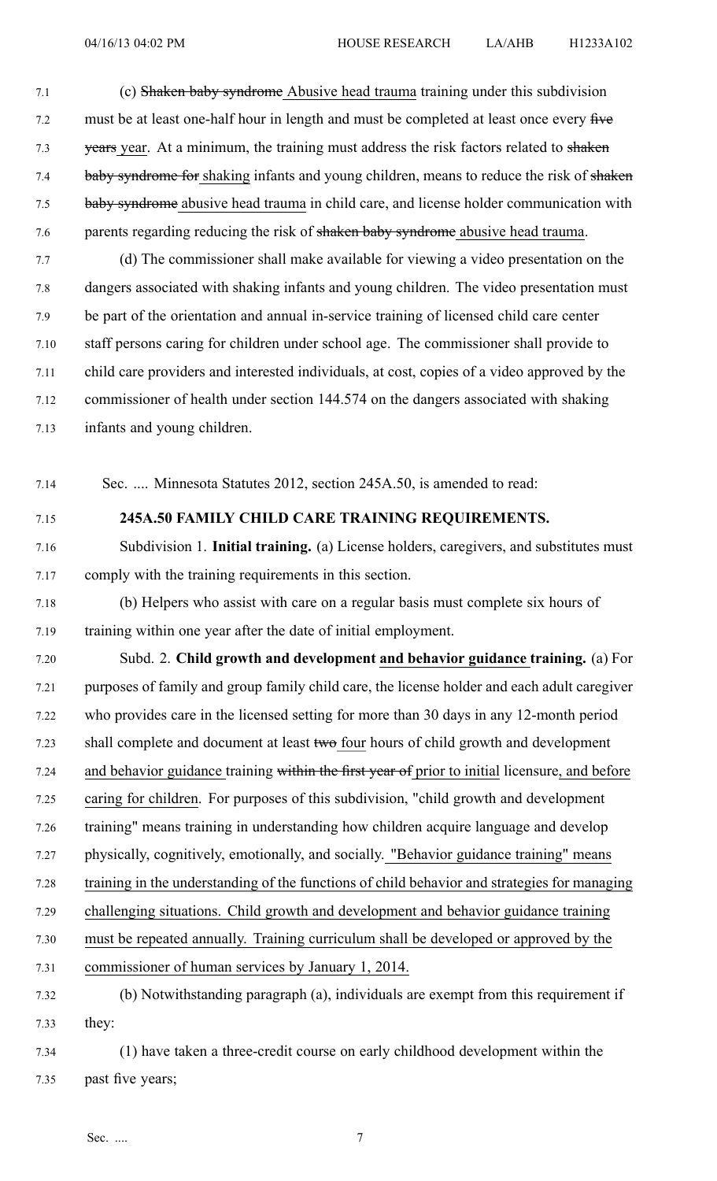(c) ~~Shaken baby syndrome~~ <u>Abusive head trauma</u> training under this subdivision must be at least one-half hour in length and must be completed at least once every ~~five years~~ <u>year</u>. At a minimum, the training must address the risk factors related to ~~shaken baby syndrome for~~ <u>shaking</u> infants and young children, means to reduce the risk of ~~shaken baby syndrome~~ <u>abusive head trauma</u> in child care, and license holder communication with parents regarding reducing the risk of ~~shaken baby syndrome~~ <u>abusive head trauma</u>.

(d) The commissioner shall make available for viewing a video presentation on the dangers associated with shaking infants and young children. The video presentation must be part of the orientation and annual in-service training of licensed child care center staff persons caring for children under school age. The commissioner shall provide to child care providers and interested individuals, at cost, copies of a video approved by the commissioner of health under section 144.574 on the dangers associated with shaking infants and young children.

Sec. .... Minnesota Statutes 2012, section 245A.50, is amended to read:

**245A.50 FAMILY CHILD CARE TRAINING REQUIREMENTS.**

Subdivision 1. **Initial training.** (a) License holders, caregivers, and substitutes must comply with the training requirements in this section.

(b) Helpers who assist with care on a regular basis must complete six hours of training within one year after the date of initial employment.

Subd. 2. **Child growth and development <u>and behavior guidance</u> training.** (a) For purposes of family and group family child care, the license holder and each adult caregiver who provides care in the licensed setting for more than 30 days in any 12-month period shall complete and document at least ~~two~~ <u>four</u> hours of child growth and development <u>and behavior guidance</u> training ~~within the first year of~~ <u>prior to initial</u> licensure<u>, and before caring for children</u>. For purposes of this subdivision, "child growth and development training" means training in understanding how children acquire language and develop physically, cognitively, emotionally, and socially. <u>"Behavior guidance training" means training in the understanding of the functions of child behavior and strategies for managing challenging situations. Child growth and development and behavior guidance training must be repeated annually. Training curriculum shall be developed or approved by the commissioner of human services by January 1, 2014.</u>

(b) Notwithstanding paragraph (a), individuals are exempt from this requirement if they:

(1) have taken a three-credit course on early childhood development within the past five years;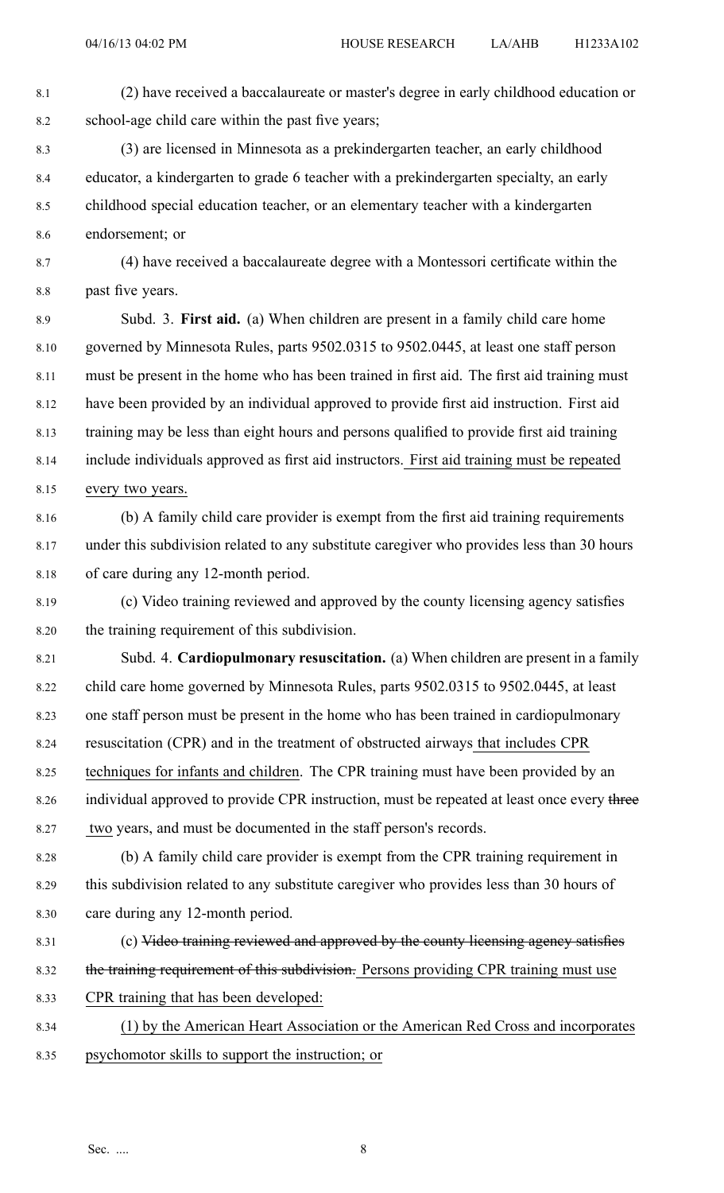(2) have received a baccalaureate or master's degree in early childhood education or school-age child care within the past five years;

(3) are licensed in Minnesota as a prekindergarten teacher, an early childhood educator, a kindergarten to grade 6 teacher with a prekindergarten specialty, an early childhood special education teacher, or an elementary teacher with a kindergarten endorsement; or

(4) have received a baccalaureate degree with a Montessori certificate within the past five years.

Subd. 3. **First aid.** (a) When children are present in a family child care home governed by Minnesota Rules, parts 9502.0315 to 9502.0445, at least one staff person must be present in the home who has been trained in first aid. The first aid training must have been provided by an individual approved to provide first aid instruction. First aid training may be less than eight hours and persons qualified to provide first aid training include individuals approved as first aid instructors. First aid training must be repeated every two years.

(b) A family child care provider is exempt from the first aid training requirements under this subdivision related to any substitute caregiver who provides less than 30 hours of care during any 12-month period.

(c) Video training reviewed and approved by the county licensing agency satisfies the training requirement of this subdivision.

Subd. 4. **Cardiopulmonary resuscitation.** (a) When children are present in a family child care home governed by Minnesota Rules, parts 9502.0315 to 9502.0445, at least one staff person must be present in the home who has been trained in cardiopulmonary resuscitation (CPR) and in the treatment of obstructed airways that includes CPR techniques for infants and children. The CPR training must have been provided by an individual approved to provide CPR instruction, must be repeated at least once every ~~three~~ two years, and must be documented in the staff person's records.

(b) A family child care provider is exempt from the CPR training requirement in this subdivision related to any substitute caregiver who provides less than 30 hours of care during any 12-month period.

(c) ~~Video training reviewed and approved by the county licensing agency satisfies the training requirement of this subdivision.~~ Persons providing CPR training must use CPR training that has been developed:

(1) by the American Heart Association or the American Red Cross and incorporates psychomotor skills to support the instruction; or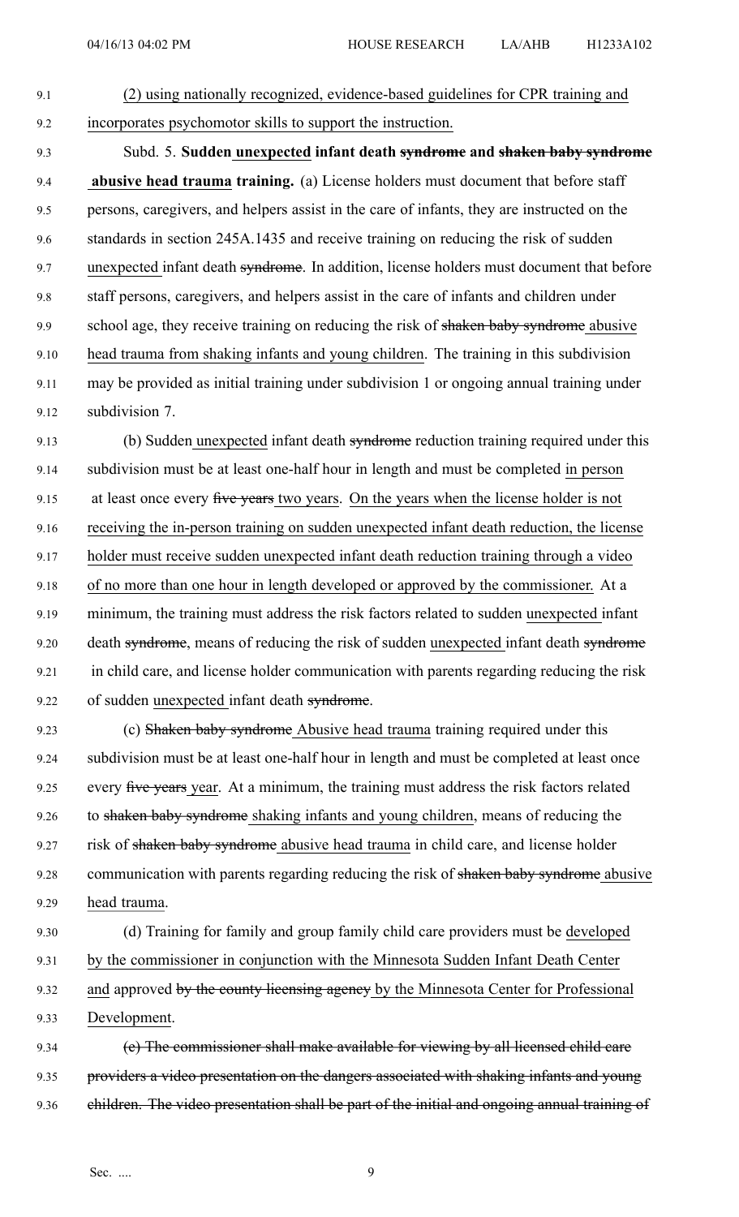(2) using nationally recognized, evidence-based guidelines for CPR training and incorporates psychomotor skills to support the instruction.

Subd. 5. **Sudden unexpected infant death ~~syndrome~~ and ~~shaken baby syndrome~~ abusive head trauma training.** (a) License holders must document that before staff persons, caregivers, and helpers assist in the care of infants, they are instructed on the standards in section 245A.1435 and receive training on reducing the risk of sudden unexpected infant death ~~syndrome~~. In addition, license holders must document that before staff persons, caregivers, and helpers assist in the care of infants and children under school age, they receive training on reducing the risk of ~~shaken baby syndrome~~ abusive head trauma from shaking infants and young children. The training in this subdivision may be provided as initial training under subdivision 1 or ongoing annual training under subdivision 7.

(b) Sudden unexpected infant death ~~syndrome~~ reduction training required under this subdivision must be at least one-half hour in length and must be completed in person at least once every ~~five years~~ two years. On the years when the license holder is not receiving the in-person training on sudden unexpected infant death reduction, the license holder must receive sudden unexpected infant death reduction training through a video of no more than one hour in length developed or approved by the commissioner. At a minimum, the training must address the risk factors related to sudden unexpected infant death ~~syndrome~~, means of reducing the risk of sudden unexpected infant death ~~syndrome~~ in child care, and license holder communication with parents regarding reducing the risk of sudden unexpected infant death ~~syndrome~~.

(c) ~~Shaken baby syndrome~~ Abusive head trauma training required under this subdivision must be at least one-half hour in length and must be completed at least once every ~~five years~~ year. At a minimum, the training must address the risk factors related to ~~shaken baby syndrome~~ shaking infants and young children, means of reducing the risk of ~~shaken baby syndrome~~ abusive head trauma in child care, and license holder communication with parents regarding reducing the risk of ~~shaken baby syndrome~~ abusive head trauma.

(d) Training for family and group family child care providers must be developed by the commissioner in conjunction with the Minnesota Sudden Infant Death Center and approved ~~by the county licensing agency~~ by the Minnesota Center for Professional Development.

~~(e) The commissioner shall make available for viewing by all licensed child care providers a video presentation on the dangers associated with shaking infants and young children. The video presentation shall be part of the initial and ongoing annual training of~~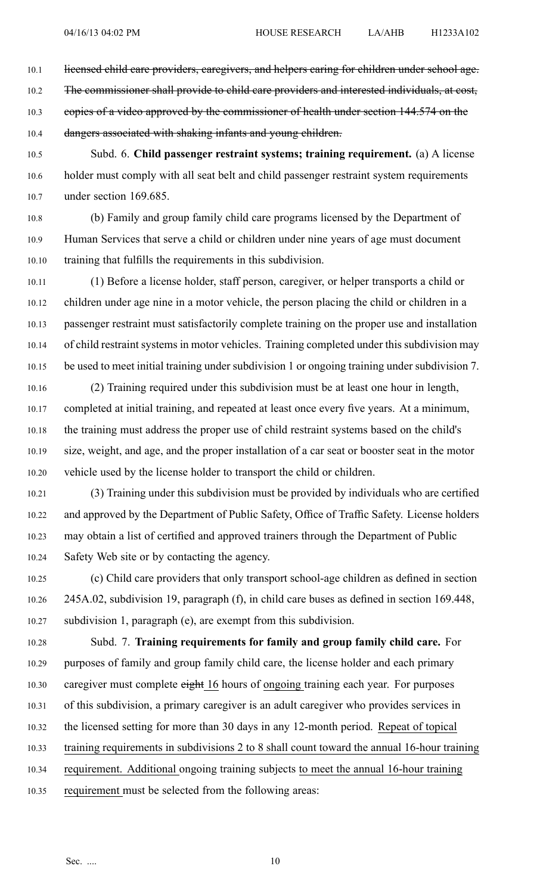~~licensed child care providers, caregivers, and helpers caring for children under school age. The commissioner shall provide to child care providers and interested individuals, at cost, copies of a video approved by the commissioner of health under section 144.574 on the dangers associated with shaking infants and young children.~~

Subd. 6. **Child passenger restraint systems; training requirement.** (a) A license holder must comply with all seat belt and child passenger restraint system requirements under section 169.685.

(b) Family and group family child care programs licensed by the Department of Human Services that serve a child or children under nine years of age must document training that fulfills the requirements in this subdivision.

(1) Before a license holder, staff person, caregiver, or helper transports a child or children under age nine in a motor vehicle, the person placing the child or children in a passenger restraint must satisfactorily complete training on the proper use and installation of child restraint systems in motor vehicles. Training completed under this subdivision may be used to meet initial training under subdivision 1 or ongoing training under subdivision 7.

(2) Training required under this subdivision must be at least one hour in length, completed at initial training, and repeated at least once every five years. At a minimum, the training must address the proper use of child restraint systems based on the child's size, weight, and age, and the proper installation of a car seat or booster seat in the motor vehicle used by the license holder to transport the child or children.

(3) Training under this subdivision must be provided by individuals who are certified and approved by the Department of Public Safety, Office of Traffic Safety. License holders may obtain a list of certified and approved trainers through the Department of Public Safety Web site or by contacting the agency.

(c) Child care providers that only transport school-age children as defined in section 245A.02, subdivision 19, paragraph (f), in child care buses as defined in section 169.448, subdivision 1, paragraph (e), are exempt from this subdivision.

Subd. 7. **Training requirements for family and group family child care.** For purposes of family and group family child care, the license holder and each primary caregiver must complete ~~eight~~ <u>16</u> hours of <u>ongoing</u> training each year. For purposes of this subdivision, a primary caregiver is an adult caregiver who provides services in the licensed setting for more than 30 days in any 12-month period. <u>Repeat of topical training requirements in subdivisions 2 to 8 shall count toward the annual 16-hour training requirement. Additional</u> ongoing training subjects <u>to meet the annual 16-hour training requirement</u> must be selected from the following areas: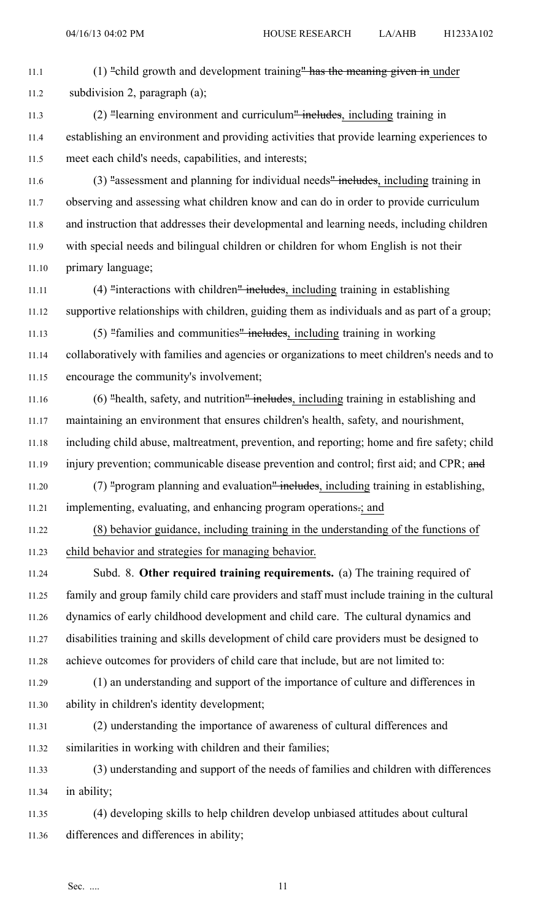(1) "child growth and development training" ~~has the meaning given in~~ under subdivision 2, paragraph (a);

(2) "learning environment and curriculum" ~~includes~~, including training in establishing an environment and providing activities that provide learning experiences to meet each child's needs, capabilities, and interests;

(3) "assessment and planning for individual needs" ~~includes~~, including training in observing and assessing what children know and can do in order to provide curriculum and instruction that addresses their developmental and learning needs, including children with special needs and bilingual children or children for whom English is not their primary language;

(4) "interactions with children" ~~includes~~, including training in establishing supportive relationships with children, guiding them as individuals and as part of a group;

(5) "families and communities" ~~includes~~, including training in working collaboratively with families and agencies or organizations to meet children's needs and to encourage the community's involvement;

(6) "health, safety, and nutrition" ~~includes~~, including training in establishing and maintaining an environment that ensures children's health, safety, and nourishment, including child abuse, maltreatment, prevention, and reporting; home and fire safety; child injury prevention; communicable disease prevention and control; first aid; and CPR; ~~and~~

(7) "program planning and evaluation" ~~includes~~, including training in establishing, implementing, evaluating, and enhancing program operations~~.~~; and

(8) behavior guidance, including training in the understanding of the functions of child behavior and strategies for managing behavior.

Subd. 8. **Other required training requirements.** (a) The training required of family and group family child care providers and staff must include training in the cultural dynamics of early childhood development and child care. The cultural dynamics and disabilities training and skills development of child care providers must be designed to achieve outcomes for providers of child care that include, but are not limited to:

(1) an understanding and support of the importance of culture and differences in ability in children's identity development;

(2) understanding the importance of awareness of cultural differences and similarities in working with children and their families;

(3) understanding and support of the needs of families and children with differences in ability;

(4) developing skills to help children develop unbiased attitudes about cultural differences and differences in ability;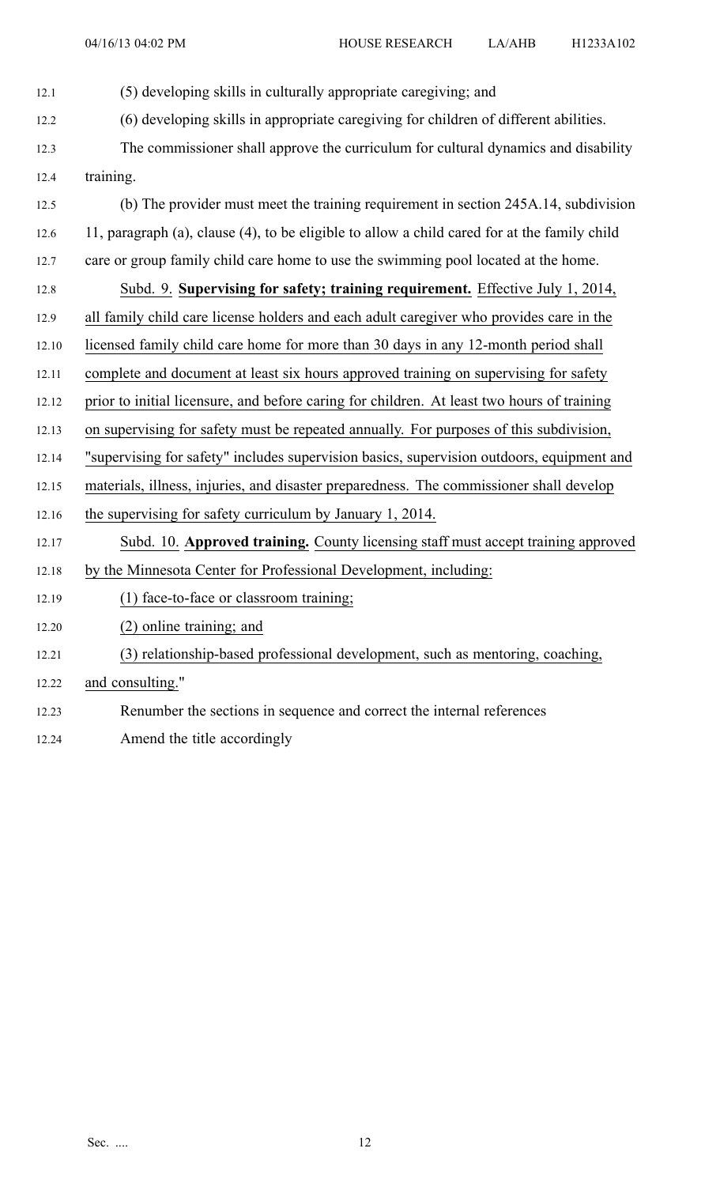(5) developing skills in culturally appropriate caregiving; and

(6) developing skills in appropriate caregiving for children of different abilities.

The commissioner shall approve the curriculum for cultural dynamics and disability training.

(b) The provider must meet the training requirement in section 245A.14, subdivision 11, paragraph (a), clause (4), to be eligible to allow a child cared for at the family child care or group family child care home to use the swimming pool located at the home.

Subd. 9. **Supervising for safety; training requirement.** Effective July 1, 2014, all family child care license holders and each adult caregiver who provides care in the licensed family child care home for more than 30 days in any 12-month period shall complete and document at least six hours approved training on supervising for safety prior to initial licensure, and before caring for children. At least two hours of training on supervising for safety must be repeated annually. For purposes of this subdivision, "supervising for safety" includes supervision basics, supervision outdoors, equipment and materials, illness, injuries, and disaster preparedness. The commissioner shall develop the supervising for safety curriculum by January 1, 2014.

Subd. 10. **Approved training.** County licensing staff must accept training approved by the Minnesota Center for Professional Development, including:

(1) face-to-face or classroom training;

(2) online training; and

(3) relationship-based professional development, such as mentoring, coaching, and consulting."

Renumber the sections in sequence and correct the internal references

Amend the title accordingly